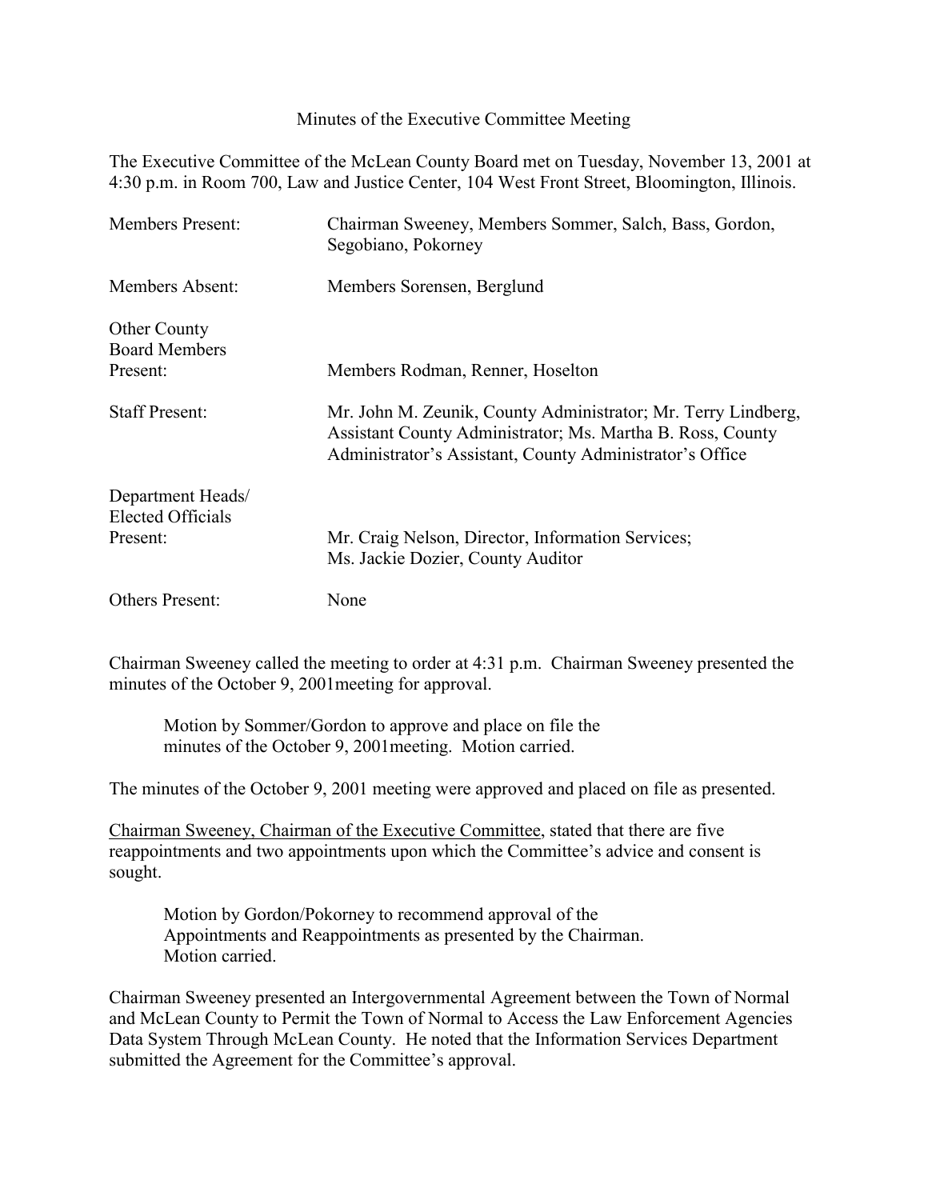Minutes of the Executive Committee Meeting

The Executive Committee of the McLean County Board met on Tuesday, November 13, 2001 at 4:30 p.m. in Room 700, Law and Justice Center, 104 West Front Street, Bloomington, Illinois.

| | |
|---|---|
| Members Present: | Chairman Sweeney, Members Sommer, Salch, Bass, Gordon, Segobiano, Pokorney |
| Members Absent: | Members Sorensen, Berglund |
| Other County Board Members Present: | Members Rodman, Renner, Hoselton |
| Staff Present: | Mr. John M. Zeunik, County Administrator; Mr. Terry Lindberg, Assistant County Administrator; Ms. Martha B. Ross, County Administrator's Assistant, County Administrator's Office |
| Department Heads/ Elected Officials Present: | Mr. Craig Nelson, Director, Information Services; Ms. Jackie Dozier, County Auditor |
| Others Present: | None |

Chairman Sweeney called the meeting to order at 4:31 p.m. Chairman Sweeney presented the minutes of the October 9, 2001meeting for approval.

> Motion by Sommer/Gordon to approve and place on file the minutes of the October 9, 2001meeting. Motion carried.

The minutes of the October 9, 2001 meeting were approved and placed on file as presented.

Chairman Sweeney, Chairman of the Executive Committee, stated that there are five reappointments and two appointments upon which the Committee's advice and consent is sought.

> Motion by Gordon/Pokorney to recommend approval of the Appointments and Reappointments as presented by the Chairman. Motion carried.

Chairman Sweeney presented an Intergovernmental Agreement between the Town of Normal and McLean County to Permit the Town of Normal to Access the Law Enforcement Agencies Data System Through McLean County. He noted that the Information Services Department submitted the Agreement for the Committee's approval.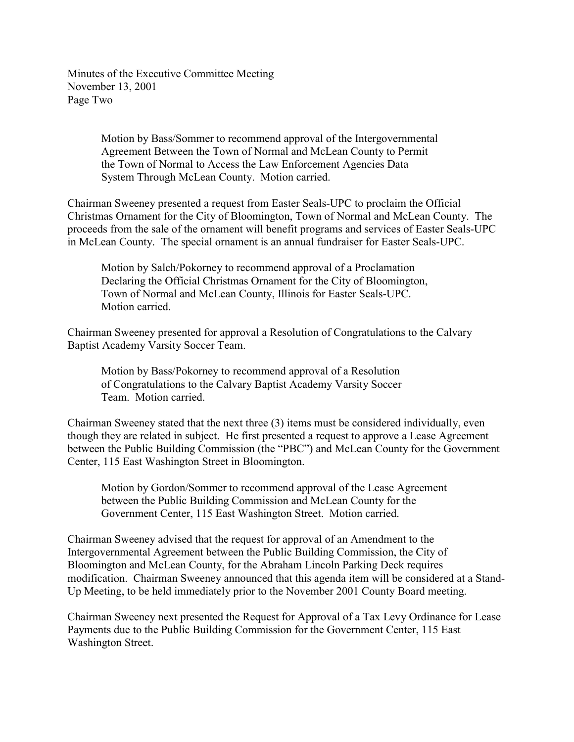Motion by Bass/Sommer to recommend approval of the Intergovernmental Agreement Between the Town of Normal and McLean County to Permit the Town of Normal to Access the Law Enforcement Agencies Data System Through McLean County. Motion carried.

Chairman Sweeney presented a request from Easter Seals-UPC to proclaim the Official Christmas Ornament for the City of Bloomington, Town of Normal and McLean County. The proceeds from the sale of the ornament will benefit programs and services of Easter Seals-UPC in McLean County. The special ornament is an annual fundraiser for Easter Seals-UPC.

Motion by Salch/Pokorney to recommend approval of a Proclamation Declaring the Official Christmas Ornament for the City of Bloomington, Town of Normal and McLean County, Illinois for Easter Seals-UPC. Motion carried.

Chairman Sweeney presented for approval a Resolution of Congratulations to the Calvary Baptist Academy Varsity Soccer Team.

Motion by Bass/Pokorney to recommend approval of a Resolution of Congratulations to the Calvary Baptist Academy Varsity Soccer Team. Motion carried.

Chairman Sweeney stated that the next three (3) items must be considered individually, even though they are related in subject. He first presented a request to approve a Lease Agreement between the Public Building Commission (the "PBC") and McLean County for the Government Center, 115 East Washington Street in Bloomington.

Motion by Gordon/Sommer to recommend approval of the Lease Agreement between the Public Building Commission and McLean County for the Government Center, 115 East Washington Street. Motion carried.

Chairman Sweeney advised that the request for approval of an Amendment to the Intergovernmental Agreement between the Public Building Commission, the City of Bloomington and McLean County, for the Abraham Lincoln Parking Deck requires modification. Chairman Sweeney announced that this agenda item will be considered at a Stand-Up Meeting, to be held immediately prior to the November 2001 County Board meeting.

Chairman Sweeney next presented the Request for Approval of a Tax Levy Ordinance for Lease Payments due to the Public Building Commission for the Government Center, 115 East Washington Street.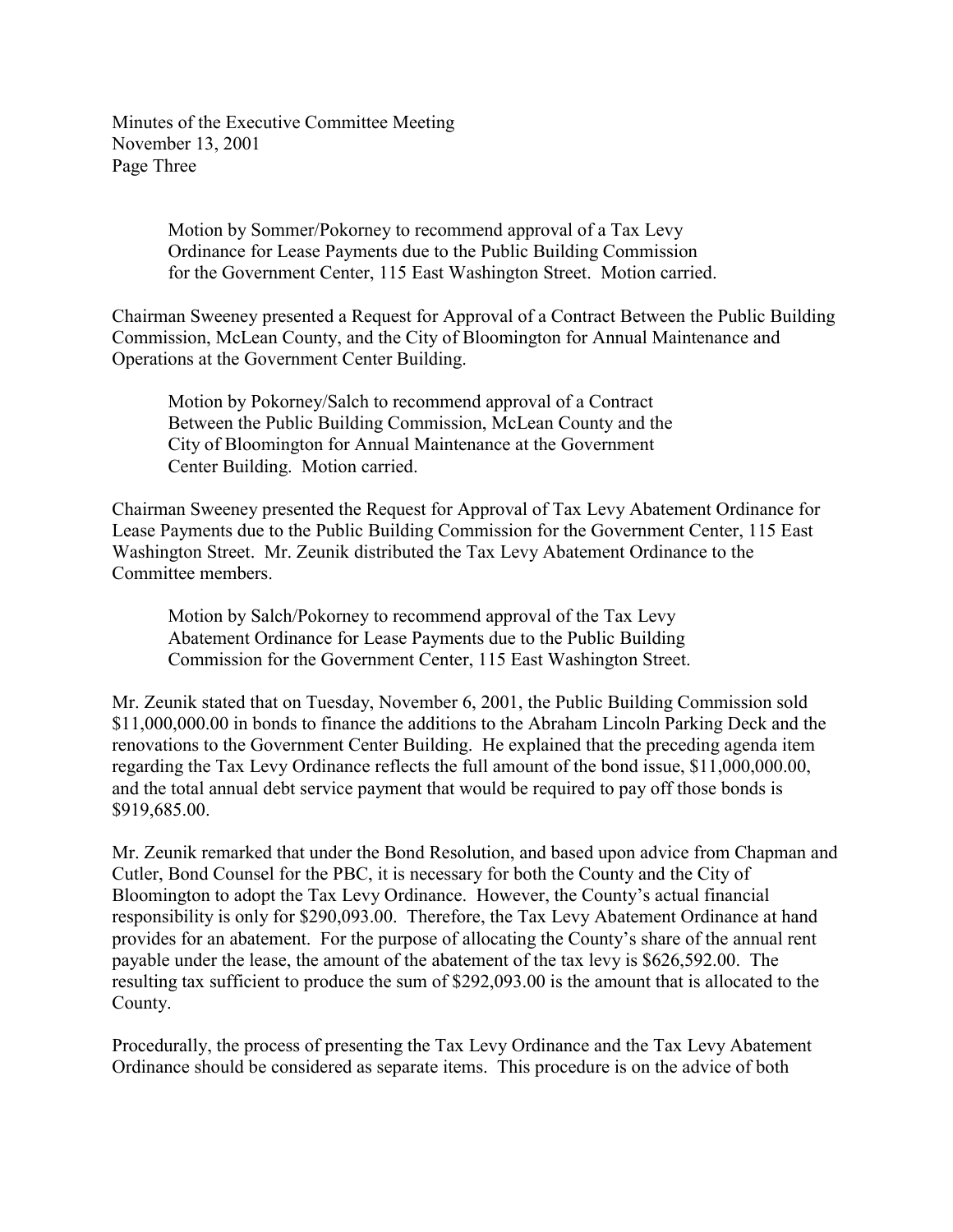Minutes of the Executive Committee Meeting
November 13, 2001
Page Three

> Motion by Sommer/Pokorney to recommend approval of a Tax Levy Ordinance for Lease Payments due to the Public Building Commission for the Government Center, 115 East Washington Street. Motion carried.

Chairman Sweeney presented a Request for Approval of a Contract Between the Public Building Commission, McLean County, and the City of Bloomington for Annual Maintenance and Operations at the Government Center Building.

> Motion by Pokorney/Salch to recommend approval of a Contract Between the Public Building Commission, McLean County and the City of Bloomington for Annual Maintenance at the Government Center Building. Motion carried.

Chairman Sweeney presented the Request for Approval of Tax Levy Abatement Ordinance for Lease Payments due to the Public Building Commission for the Government Center, 115 East Washington Street. Mr. Zeunik distributed the Tax Levy Abatement Ordinance to the Committee members.

> Motion by Salch/Pokorney to recommend approval of the Tax Levy Abatement Ordinance for Lease Payments due to the Public Building Commission for the Government Center, 115 East Washington Street.

Mr. Zeunik stated that on Tuesday, November 6, 2001, the Public Building Commission sold \$11,000,000.00 in bonds to finance the additions to the Abraham Lincoln Parking Deck and the renovations to the Government Center Building. He explained that the preceding agenda item regarding the Tax Levy Ordinance reflects the full amount of the bond issue, \$11,000,000.00, and the total annual debt service payment that would be required to pay off those bonds is \$919,685.00.

Mr. Zeunik remarked that under the Bond Resolution, and based upon advice from Chapman and Cutler, Bond Counsel for the PBC, it is necessary for both the County and the City of Bloomington to adopt the Tax Levy Ordinance. However, the County's actual financial responsibility is only for \$290,093.00. Therefore, the Tax Levy Abatement Ordinance at hand provides for an abatement. For the purpose of allocating the County's share of the annual rent payable under the lease, the amount of the abatement of the tax levy is \$626,592.00. The resulting tax sufficient to produce the sum of \$292,093.00 is the amount that is allocated to the County.

Procedurally, the process of presenting the Tax Levy Ordinance and the Tax Levy Abatement Ordinance should be considered as separate items. This procedure is on the advice of both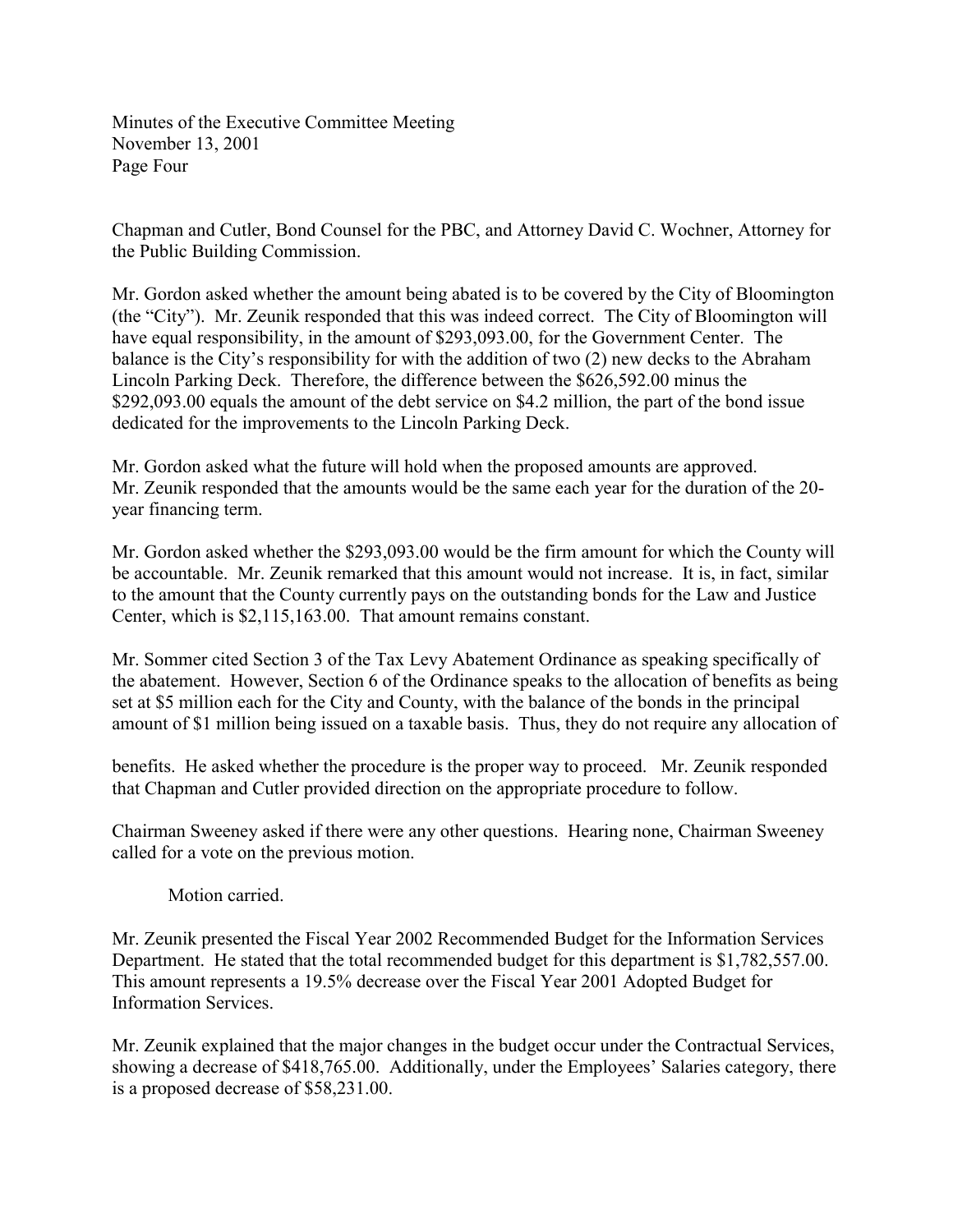Chapman and Cutler, Bond Counsel for the PBC, and Attorney David C. Wochner, Attorney for the Public Building Commission.

Mr. Gordon asked whether the amount being abated is to be covered by the City of Bloomington (the "City"). Mr. Zeunik responded that this was indeed correct. The City of Bloomington will have equal responsibility, in the amount of $293,093.00, for the Government Center. The balance is the City's responsibility for with the addition of two (2) new decks to the Abraham Lincoln Parking Deck. Therefore, the difference between the $626,592.00 minus the $292,093.00 equals the amount of the debt service on $4.2 million, the part of the bond issue dedicated for the improvements to the Lincoln Parking Deck.

Mr. Gordon asked what the future will hold when the proposed amounts are approved. Mr. Zeunik responded that the amounts would be the same each year for the duration of the 20-year financing term.

Mr. Gordon asked whether the $293,093.00 would be the firm amount for which the County will be accountable. Mr. Zeunik remarked that this amount would not increase. It is, in fact, similar to the amount that the County currently pays on the outstanding bonds for the Law and Justice Center, which is $2,115,163.00. That amount remains constant.

Mr. Sommer cited Section 3 of the Tax Levy Abatement Ordinance as speaking specifically of the abatement. However, Section 6 of the Ordinance speaks to the allocation of benefits as being set at $5 million each for the City and County, with the balance of the bonds in the principal amount of $1 million being issued on a taxable basis. Thus, they do not require any allocation of benefits. He asked whether the procedure is the proper way to proceed. Mr. Zeunik responded that Chapman and Cutler provided direction on the appropriate procedure to follow.

Chairman Sweeney asked if there were any other questions. Hearing none, Chairman Sweeney called for a vote on the previous motion.

Motion carried.

Mr. Zeunik presented the Fiscal Year 2002 Recommended Budget for the Information Services Department. He stated that the total recommended budget for this department is $1,782,557.00. This amount represents a 19.5% decrease over the Fiscal Year 2001 Adopted Budget for Information Services.

Mr. Zeunik explained that the major changes in the budget occur under the Contractual Services, showing a decrease of $418,765.00. Additionally, under the Employees' Salaries category, there is a proposed decrease of $58,231.00.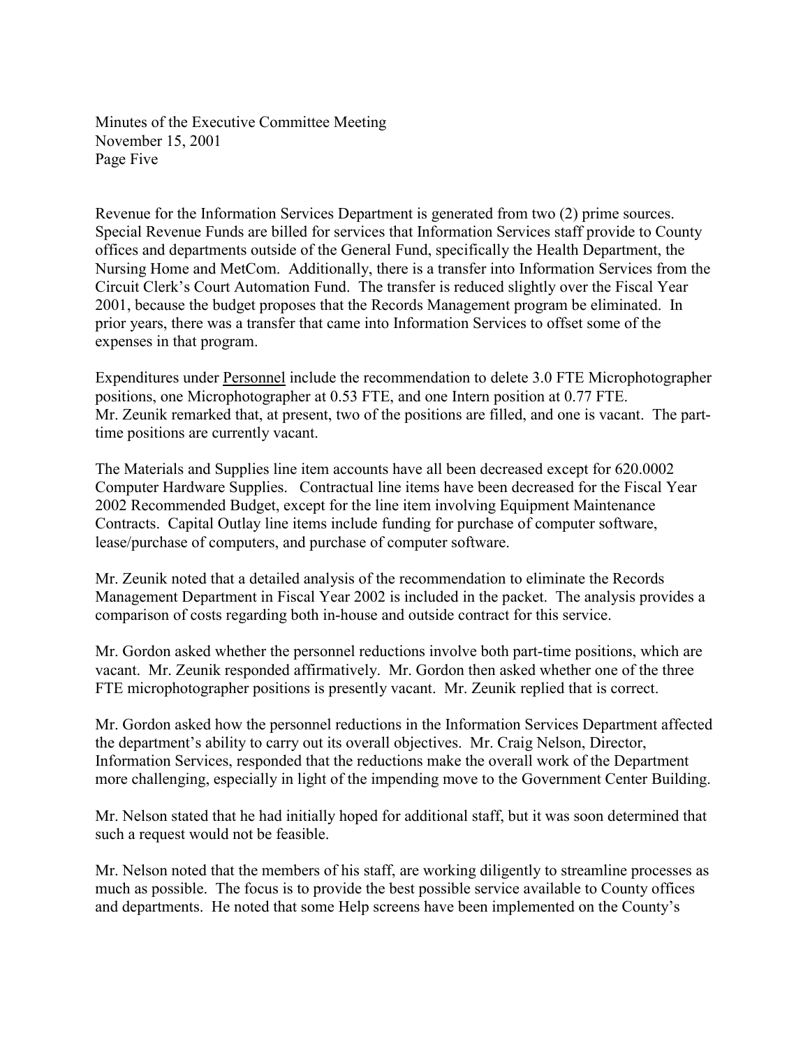Revenue for the Information Services Department is generated from two (2) prime sources. Special Revenue Funds are billed for services that Information Services staff provide to County offices and departments outside of the General Fund, specifically the Health Department, the Nursing Home and MetCom. Additionally, there is a transfer into Information Services from the Circuit Clerk's Court Automation Fund. The transfer is reduced slightly over the Fiscal Year 2001, because the budget proposes that the Records Management program be eliminated. In prior years, there was a transfer that came into Information Services to offset some of the expenses in that program.

Expenditures under Personnel include the recommendation to delete 3.0 FTE Microphotographer positions, one Microphotographer at 0.53 FTE, and one Intern position at 0.77 FTE. Mr. Zeunik remarked that, at present, two of the positions are filled, and one is vacant. The part-time positions are currently vacant.

The Materials and Supplies line item accounts have all been decreased except for 620.0002 Computer Hardware Supplies. Contractual line items have been decreased for the Fiscal Year 2002 Recommended Budget, except for the line item involving Equipment Maintenance Contracts. Capital Outlay line items include funding for purchase of computer software, lease/purchase of computers, and purchase of computer software.

Mr. Zeunik noted that a detailed analysis of the recommendation to eliminate the Records Management Department in Fiscal Year 2002 is included in the packet. The analysis provides a comparison of costs regarding both in-house and outside contract for this service.

Mr. Gordon asked whether the personnel reductions involve both part-time positions, which are vacant. Mr. Zeunik responded affirmatively. Mr. Gordon then asked whether one of the three FTE microphotographer positions is presently vacant. Mr. Zeunik replied that is correct.

Mr. Gordon asked how the personnel reductions in the Information Services Department affected the department's ability to carry out its overall objectives. Mr. Craig Nelson, Director, Information Services, responded that the reductions make the overall work of the Department more challenging, especially in light of the impending move to the Government Center Building.

Mr. Nelson stated that he had initially hoped for additional staff, but it was soon determined that such a request would not be feasible.

Mr. Nelson noted that the members of his staff, are working diligently to streamline processes as much as possible. The focus is to provide the best possible service available to County offices and departments. He noted that some Help screens have been implemented on the County's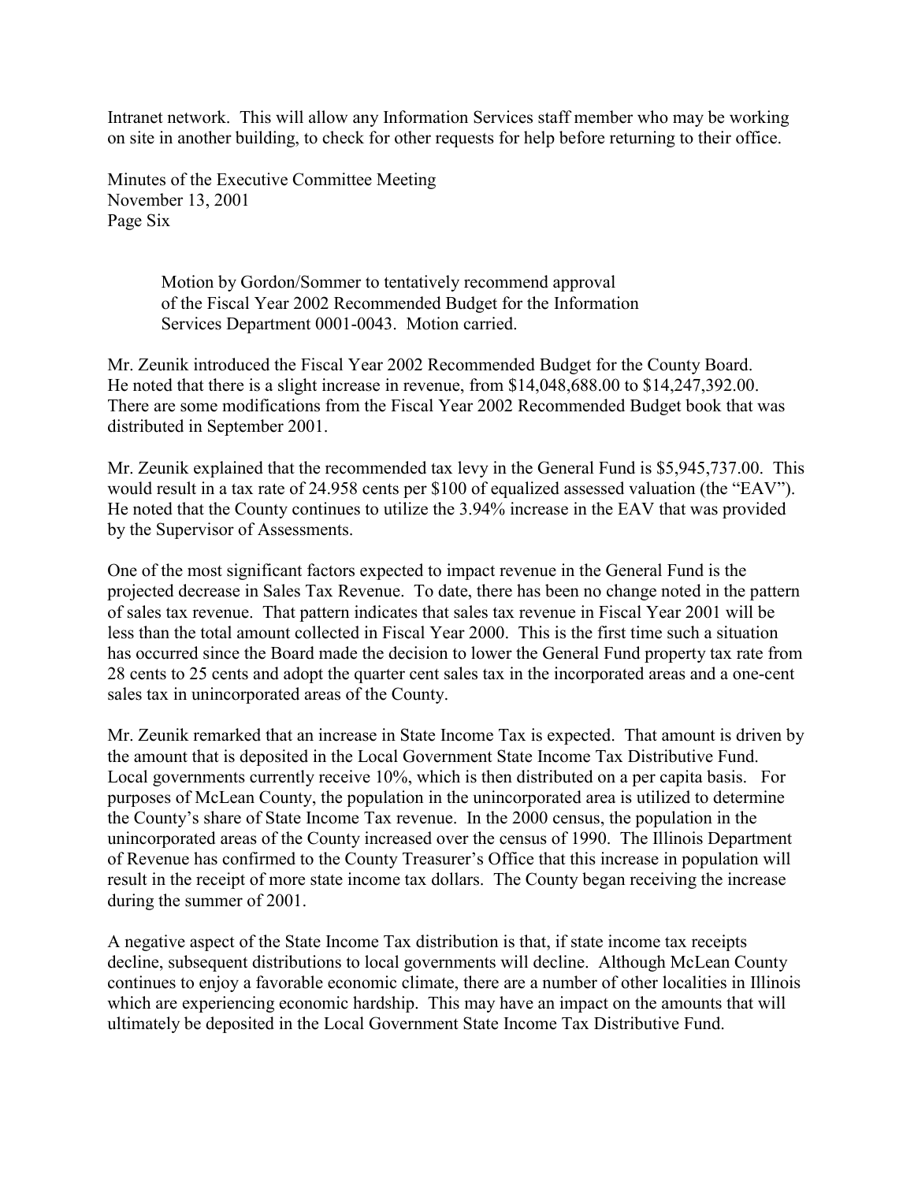Intranet network. This will allow any Information Services staff member who may be working on site in another building, to check for other requests for help before returning to their office.

Minutes of the Executive Committee Meeting
November 13, 2001
Page Six

> Motion by Gordon/Sommer to tentatively recommend approval of the Fiscal Year 2002 Recommended Budget for the Information Services Department 0001-0043. Motion carried.

Mr. Zeunik introduced the Fiscal Year 2002 Recommended Budget for the County Board. He noted that there is a slight increase in revenue, from $14,048,688.00 to $14,247,392.00. There are some modifications from the Fiscal Year 2002 Recommended Budget book that was distributed in September 2001.

Mr. Zeunik explained that the recommended tax levy in the General Fund is $5,945,737.00. This would result in a tax rate of 24.958 cents per $100 of equalized assessed valuation (the "EAV"). He noted that the County continues to utilize the 3.94% increase in the EAV that was provided by the Supervisor of Assessments.

One of the most significant factors expected to impact revenue in the General Fund is the projected decrease in Sales Tax Revenue. To date, there has been no change noted in the pattern of sales tax revenue. That pattern indicates that sales tax revenue in Fiscal Year 2001 will be less than the total amount collected in Fiscal Year 2000. This is the first time such a situation has occurred since the Board made the decision to lower the General Fund property tax rate from 28 cents to 25 cents and adopt the quarter cent sales tax in the incorporated areas and a one-cent sales tax in unincorporated areas of the County.

Mr. Zeunik remarked that an increase in State Income Tax is expected. That amount is driven by the amount that is deposited in the Local Government State Income Tax Distributive Fund. Local governments currently receive 10%, which is then distributed on a per capita basis. For purposes of McLean County, the population in the unincorporated area is utilized to determine the County's share of State Income Tax revenue. In the 2000 census, the population in the unincorporated areas of the County increased over the census of 1990. The Illinois Department of Revenue has confirmed to the County Treasurer's Office that this increase in population will result in the receipt of more state income tax dollars. The County began receiving the increase during the summer of 2001.

A negative aspect of the State Income Tax distribution is that, if state income tax receipts decline, subsequent distributions to local governments will decline. Although McLean County continues to enjoy a favorable economic climate, there are a number of other localities in Illinois which are experiencing economic hardship. This may have an impact on the amounts that will ultimately be deposited in the Local Government State Income Tax Distributive Fund.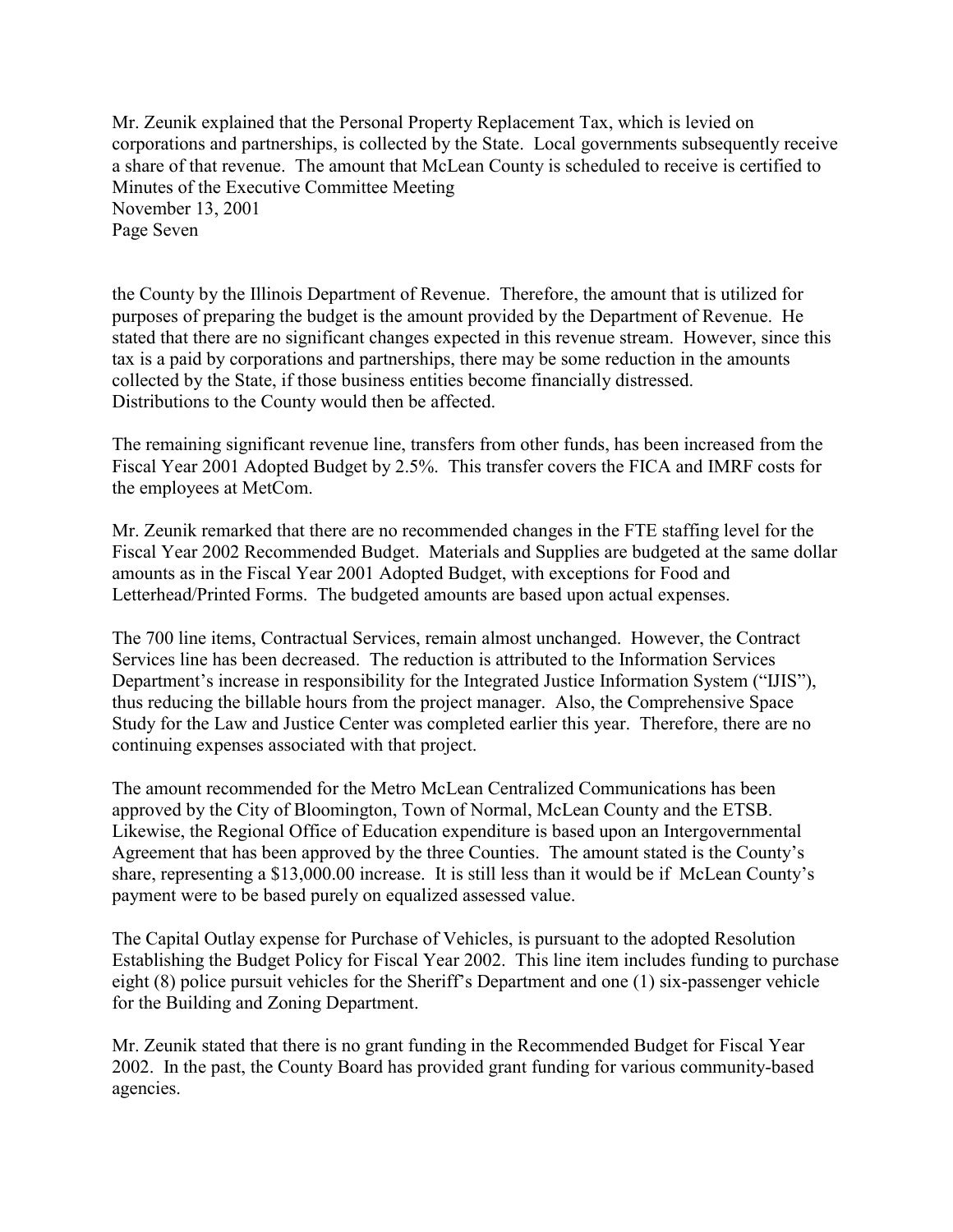Mr. Zeunik explained that the Personal Property Replacement Tax, which is levied on corporations and partnerships, is collected by the State. Local governments subsequently receive a share of that revenue. The amount that McLean County is scheduled to receive is certified to the County by the Illinois Department of Revenue. Therefore, the amount that is utilized for purposes of preparing the budget is the amount provided by the Department of Revenue. He stated that there are no significant changes expected in this revenue stream. However, since this tax is a paid by corporations and partnerships, there may be some reduction in the amounts collected by the State, if those business entities become financially distressed. Distributions to the County would then be affected.

The remaining significant revenue line, transfers from other funds, has been increased from the Fiscal Year 2001 Adopted Budget by 2.5%. This transfer covers the FICA and IMRF costs for the employees at MetCom.

Mr. Zeunik remarked that there are no recommended changes in the FTE staffing level for the Fiscal Year 2002 Recommended Budget. Materials and Supplies are budgeted at the same dollar amounts as in the Fiscal Year 2001 Adopted Budget, with exceptions for Food and Letterhead/Printed Forms. The budgeted amounts are based upon actual expenses.

The 700 line items, Contractual Services, remain almost unchanged. However, the Contract Services line has been decreased. The reduction is attributed to the Information Services Department's increase in responsibility for the Integrated Justice Information System ("IJIS"), thus reducing the billable hours from the project manager. Also, the Comprehensive Space Study for the Law and Justice Center was completed earlier this year. Therefore, there are no continuing expenses associated with that project.

The amount recommended for the Metro McLean Centralized Communications has been approved by the City of Bloomington, Town of Normal, McLean County and the ETSB. Likewise, the Regional Office of Education expenditure is based upon an Intergovernmental Agreement that has been approved by the three Counties. The amount stated is the County's share, representing a $13,000.00 increase. It is still less than it would be if McLean County's payment were to be based purely on equalized assessed value.

The Capital Outlay expense for Purchase of Vehicles, is pursuant to the adopted Resolution Establishing the Budget Policy for Fiscal Year 2002. This line item includes funding to purchase eight (8) police pursuit vehicles for the Sheriff's Department and one (1) six-passenger vehicle for the Building and Zoning Department.

Mr. Zeunik stated that there is no grant funding in the Recommended Budget for Fiscal Year 2002. In the past, the County Board has provided grant funding for various community-based agencies.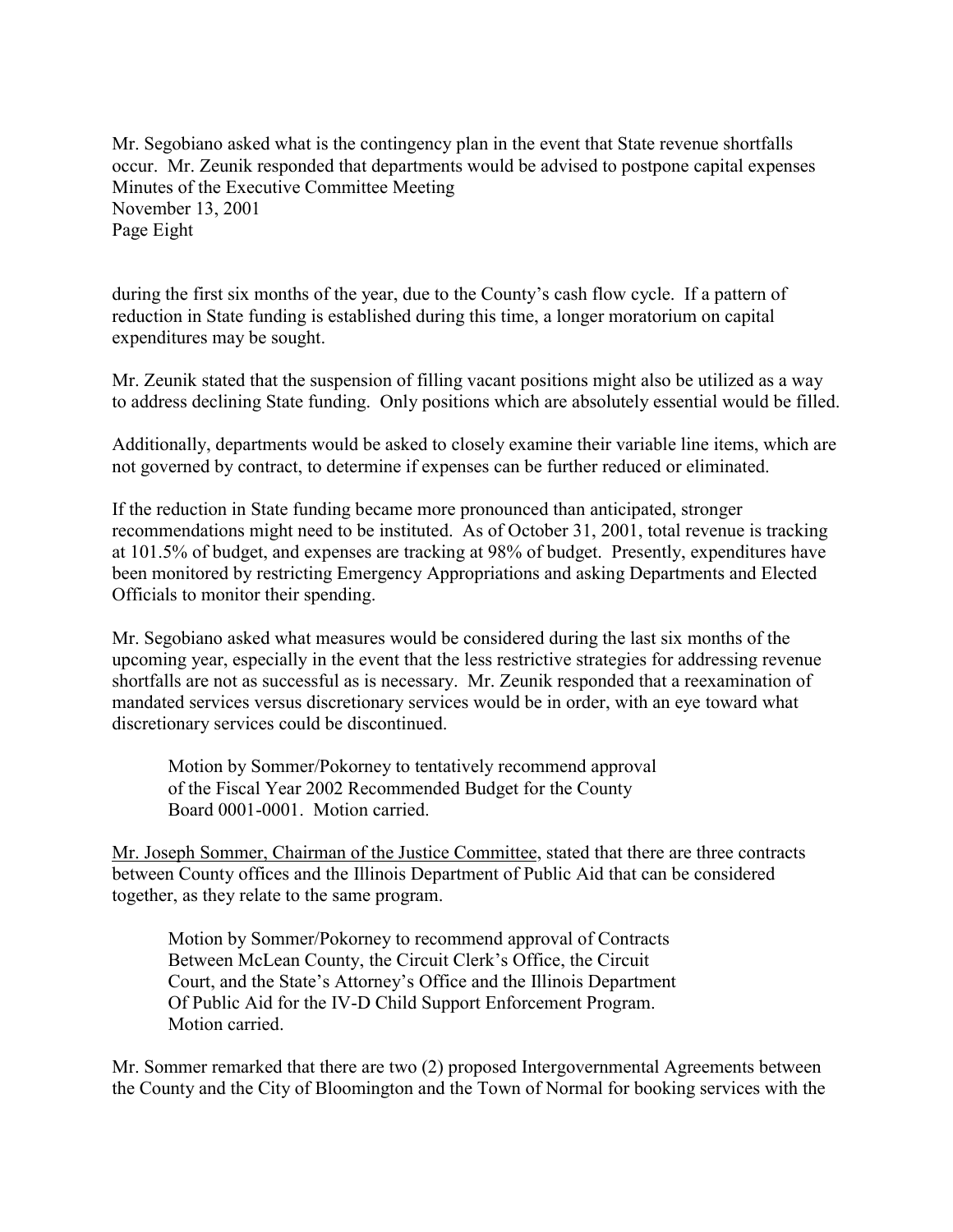Mr. Segobiano asked what is the contingency plan in the event that State revenue shortfalls occur. Mr. Zeunik responded that departments would be advised to postpone capital expenses during the first six months of the year, due to the County's cash flow cycle. If a pattern of reduction in State funding is established during this time, a longer moratorium on capital expenditures may be sought.

Mr. Zeunik stated that the suspension of filling vacant positions might also be utilized as a way to address declining State funding. Only positions which are absolutely essential would be filled.

Additionally, departments would be asked to closely examine their variable line items, which are not governed by contract, to determine if expenses can be further reduced or eliminated.

If the reduction in State funding became more pronounced than anticipated, stronger recommendations might need to be instituted. As of October 31, 2001, total revenue is tracking at 101.5% of budget, and expenses are tracking at 98% of budget. Presently, expenditures have been monitored by restricting Emergency Appropriations and asking Departments and Elected Officials to monitor their spending.

Mr. Segobiano asked what measures would be considered during the last six months of the upcoming year, especially in the event that the less restrictive strategies for addressing revenue shortfalls are not as successful as is necessary. Mr. Zeunik responded that a reexamination of mandated services versus discretionary services would be in order, with an eye toward what discretionary services could be discontinued.

> Motion by Sommer/Pokorney to tentatively recommend approval of the Fiscal Year 2002 Recommended Budget for the County Board 0001-0001. Motion carried.

Mr. Joseph Sommer, Chairman of the Justice Committee, stated that there are three contracts between County offices and the Illinois Department of Public Aid that can be considered together, as they relate to the same program.

> Motion by Sommer/Pokorney to recommend approval of Contracts Between McLean County, the Circuit Clerk's Office, the Circuit Court, and the State's Attorney's Office and the Illinois Department Of Public Aid for the IV-D Child Support Enforcement Program. Motion carried.

Mr. Sommer remarked that there are two (2) proposed Intergovernmental Agreements between the County and the City of Bloomington and the Town of Normal for booking services with the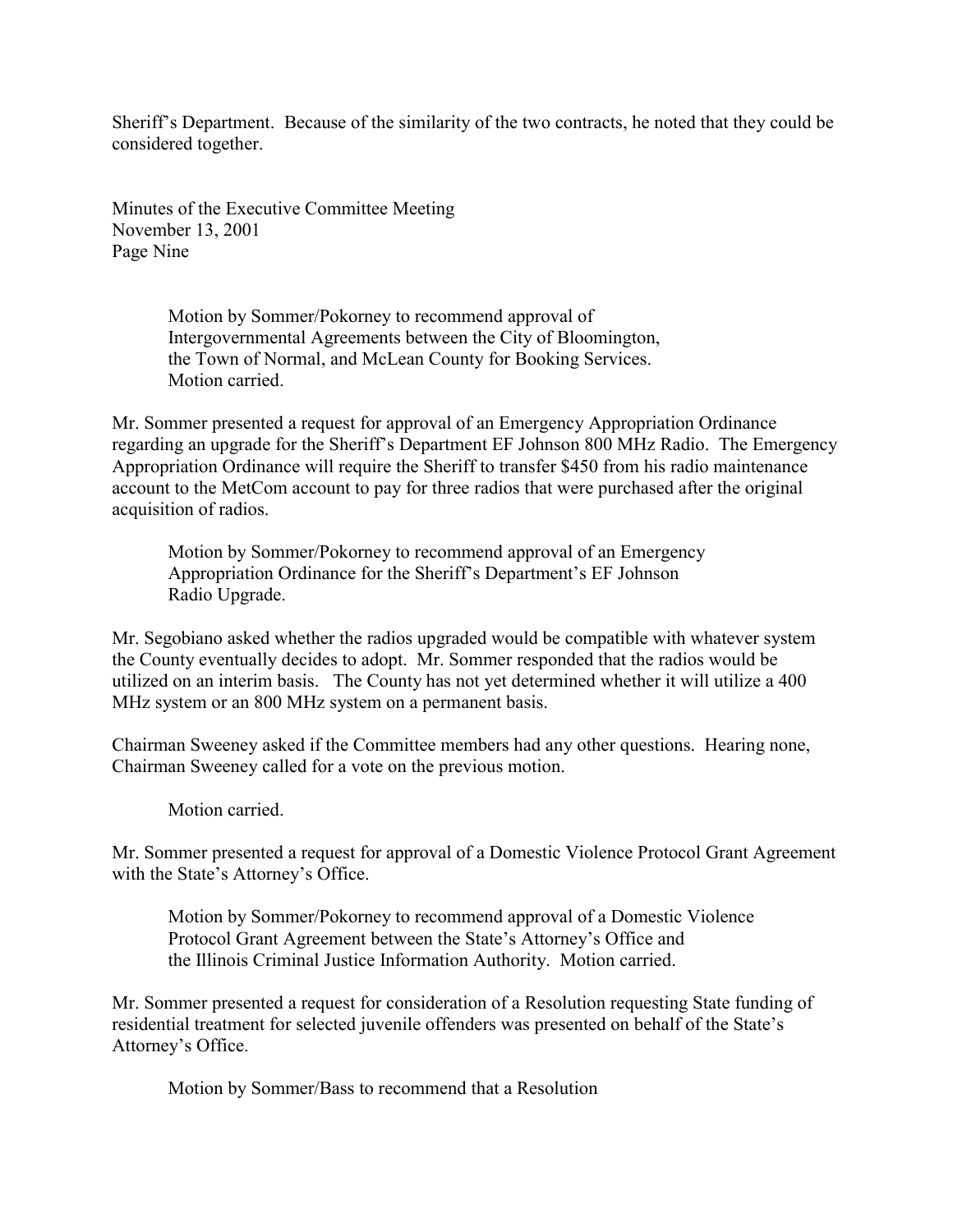Sheriff's Department. Because of the similarity of the two contracts, he noted that they could be considered together.

> Motion by Sommer/Pokorney to recommend approval of Intergovernmental Agreements between the City of Bloomington, the Town of Normal, and McLean County for Booking Services. Motion carried.

Mr. Sommer presented a request for approval of an Emergency Appropriation Ordinance regarding an upgrade for the Sheriff's Department EF Johnson 800 MHz Radio. The Emergency Appropriation Ordinance will require the Sheriff to transfer $450 from his radio maintenance account to the MetCom account to pay for three radios that were purchased after the original acquisition of radios.

> Motion by Sommer/Pokorney to recommend approval of an Emergency Appropriation Ordinance for the Sheriff's Department's EF Johnson Radio Upgrade.

Mr. Segobiano asked whether the radios upgraded would be compatible with whatever system the County eventually decides to adopt. Mr. Sommer responded that the radios would be utilized on an interim basis. The County has not yet determined whether it will utilize a 400 MHz system or an 800 MHz system on a permanent basis.

Chairman Sweeney asked if the Committee members had any other questions. Hearing none, Chairman Sweeney called for a vote on the previous motion.

> Motion carried.

Mr. Sommer presented a request for approval of a Domestic Violence Protocol Grant Agreement with the State's Attorney's Office.

> Motion by Sommer/Pokorney to recommend approval of a Domestic Violence Protocol Grant Agreement between the State's Attorney's Office and the Illinois Criminal Justice Information Authority. Motion carried.

Mr. Sommer presented a request for consideration of a Resolution requesting State funding of residential treatment for selected juvenile offenders was presented on behalf of the State's Attorney's Office.

> Motion by Sommer/Bass to recommend that a Resolution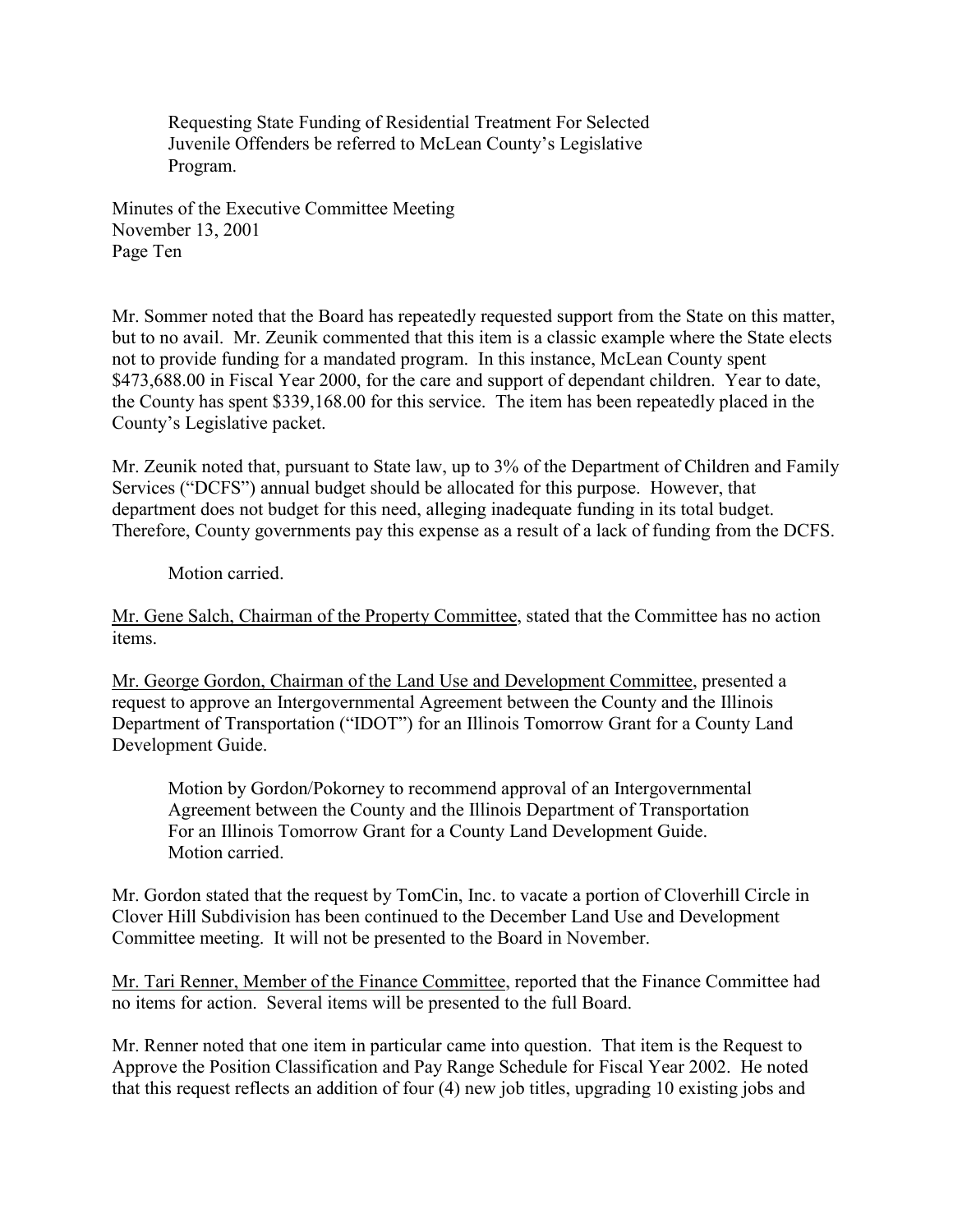Requesting State Funding of Residential Treatment For Selected Juvenile Offenders be referred to McLean County's Legislative Program.

Mr. Sommer noted that the Board has repeatedly requested support from the State on this matter, but to no avail. Mr. Zeunik commented that this item is a classic example where the State elects not to provide funding for a mandated program. In this instance, McLean County spent $473,688.00 in Fiscal Year 2000, for the care and support of dependant children. Year to date, the County has spent $339,168.00 for this service. The item has been repeatedly placed in the County's Legislative packet.

Mr. Zeunik noted that, pursuant to State law, up to 3% of the Department of Children and Family Services ("DCFS") annual budget should be allocated for this purpose. However, that department does not budget for this need, alleging inadequate funding in its total budget. Therefore, County governments pay this expense as a result of a lack of funding from the DCFS.

Motion carried.

Mr. Gene Salch, Chairman of the Property Committee, stated that the Committee has no action items.

Mr. George Gordon, Chairman of the Land Use and Development Committee, presented a request to approve an Intergovernmental Agreement between the County and the Illinois Department of Transportation ("IDOT") for an Illinois Tomorrow Grant for a County Land Development Guide.

Motion by Gordon/Pokorney to recommend approval of an Intergovernmental Agreement between the County and the Illinois Department of Transportation For an Illinois Tomorrow Grant for a County Land Development Guide. Motion carried.

Mr. Gordon stated that the request by TomCin, Inc. to vacate a portion of Cloverhill Circle in Clover Hill Subdivision has been continued to the December Land Use and Development Committee meeting. It will not be presented to the Board in November.

Mr. Tari Renner, Member of the Finance Committee, reported that the Finance Committee had no items for action. Several items will be presented to the full Board.

Mr. Renner noted that one item in particular came into question. That item is the Request to Approve the Position Classification and Pay Range Schedule for Fiscal Year 2002. He noted that this request reflects an addition of four (4) new job titles, upgrading 10 existing jobs and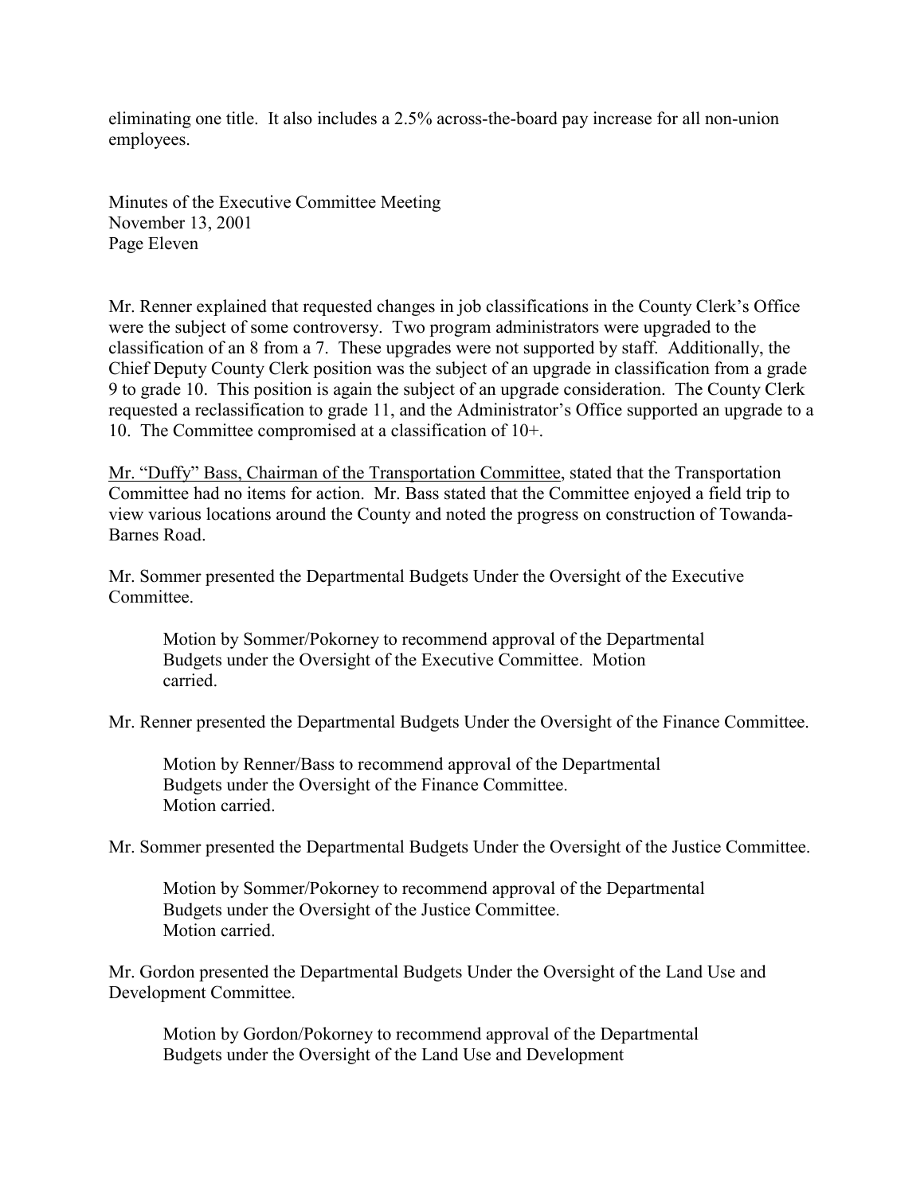eliminating one title. It also includes a 2.5% across-the-board pay increase for all non-union employees.

Mr. Renner explained that requested changes in job classifications in the County Clerk's Office were the subject of some controversy. Two program administrators were upgraded to the classification of an 8 from a 7. These upgrades were not supported by staff. Additionally, the Chief Deputy County Clerk position was the subject of an upgrade in classification from a grade 9 to grade 10. This position is again the subject of an upgrade consideration. The County Clerk requested a reclassification to grade 11, and the Administrator's Office supported an upgrade to a 10. The Committee compromised at a classification of 10+.

<u>Mr. "Duffy" Bass, Chairman of the Transportation Committee</u>, stated that the Transportation Committee had no items for action. Mr. Bass stated that the Committee enjoyed a field trip to view various locations around the County and noted the progress on construction of Towanda-Barnes Road.

Mr. Sommer presented the Departmental Budgets Under the Oversight of the Executive Committee.

> Motion by Sommer/Pokorney to recommend approval of the Departmental Budgets under the Oversight of the Executive Committee. Motion carried.

Mr. Renner presented the Departmental Budgets Under the Oversight of the Finance Committee.

> Motion by Renner/Bass to recommend approval of the Departmental Budgets under the Oversight of the Finance Committee. Motion carried.

Mr. Sommer presented the Departmental Budgets Under the Oversight of the Justice Committee.

> Motion by Sommer/Pokorney to recommend approval of the Departmental Budgets under the Oversight of the Justice Committee. Motion carried.

Mr. Gordon presented the Departmental Budgets Under the Oversight of the Land Use and Development Committee.

> Motion by Gordon/Pokorney to recommend approval of the Departmental Budgets under the Oversight of the Land Use and Development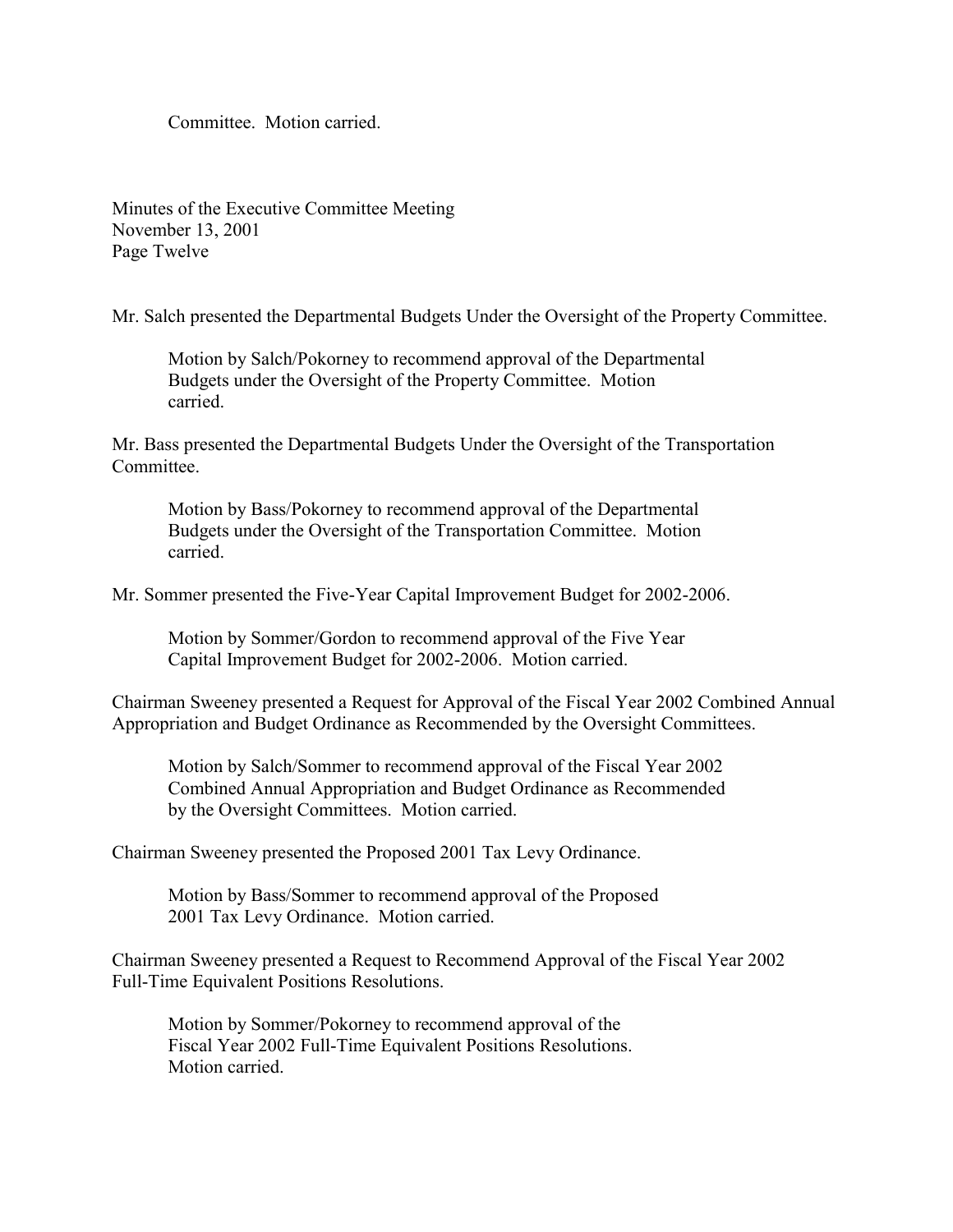Committee.  Motion carried.

Mr. Salch presented the Departmental Budgets Under the Oversight of the Property Committee.

> Motion by Salch/Pokorney to recommend approval of the Departmental Budgets under the Oversight of the Property Committee.  Motion carried.

Mr. Bass presented the Departmental Budgets Under the Oversight of the Transportation Committee.

> Motion by Bass/Pokorney to recommend approval of the Departmental Budgets under the Oversight of the Transportation Committee.  Motion carried.

Mr. Sommer presented the Five-Year Capital Improvement Budget for 2002-2006.

> Motion by Sommer/Gordon to recommend approval of the Five Year Capital Improvement Budget for 2002-2006.  Motion carried.

Chairman Sweeney presented a Request for Approval of the Fiscal Year 2002 Combined Annual Appropriation and Budget Ordinance as Recommended by the Oversight Committees.

> Motion by Salch/Sommer to recommend approval of the Fiscal Year 2002 Combined Annual Appropriation and Budget Ordinance as Recommended by the Oversight Committees.  Motion carried.

Chairman Sweeney presented the Proposed 2001 Tax Levy Ordinance.

> Motion by Bass/Sommer to recommend approval of the Proposed 2001 Tax Levy Ordinance.  Motion carried.

Chairman Sweeney presented a Request to Recommend Approval of the Fiscal Year 2002 Full-Time Equivalent Positions Resolutions.

> Motion by Sommer/Pokorney to recommend approval of the Fiscal Year 2002 Full-Time Equivalent Positions Resolutions. Motion carried.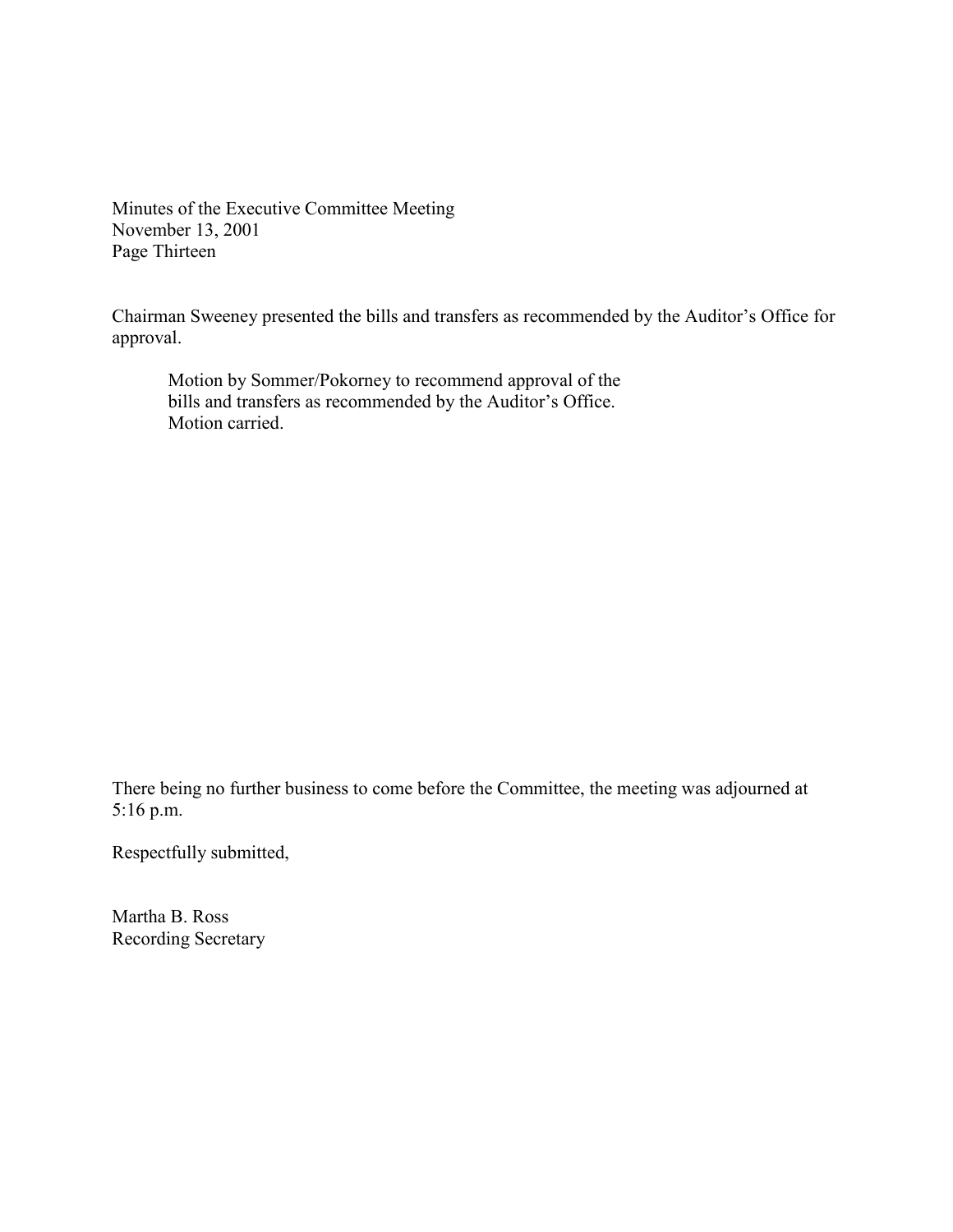Chairman Sweeney presented the bills and transfers as recommended by the Auditor's Office for approval.

> Motion by Sommer/Pokorney to recommend approval of the bills and transfers as recommended by the Auditor's Office. Motion carried.

There being no further business to come before the Committee, the meeting was adjourned at 5:16 p.m.

Respectfully submitted,

Martha B. Ross
Recording Secretary